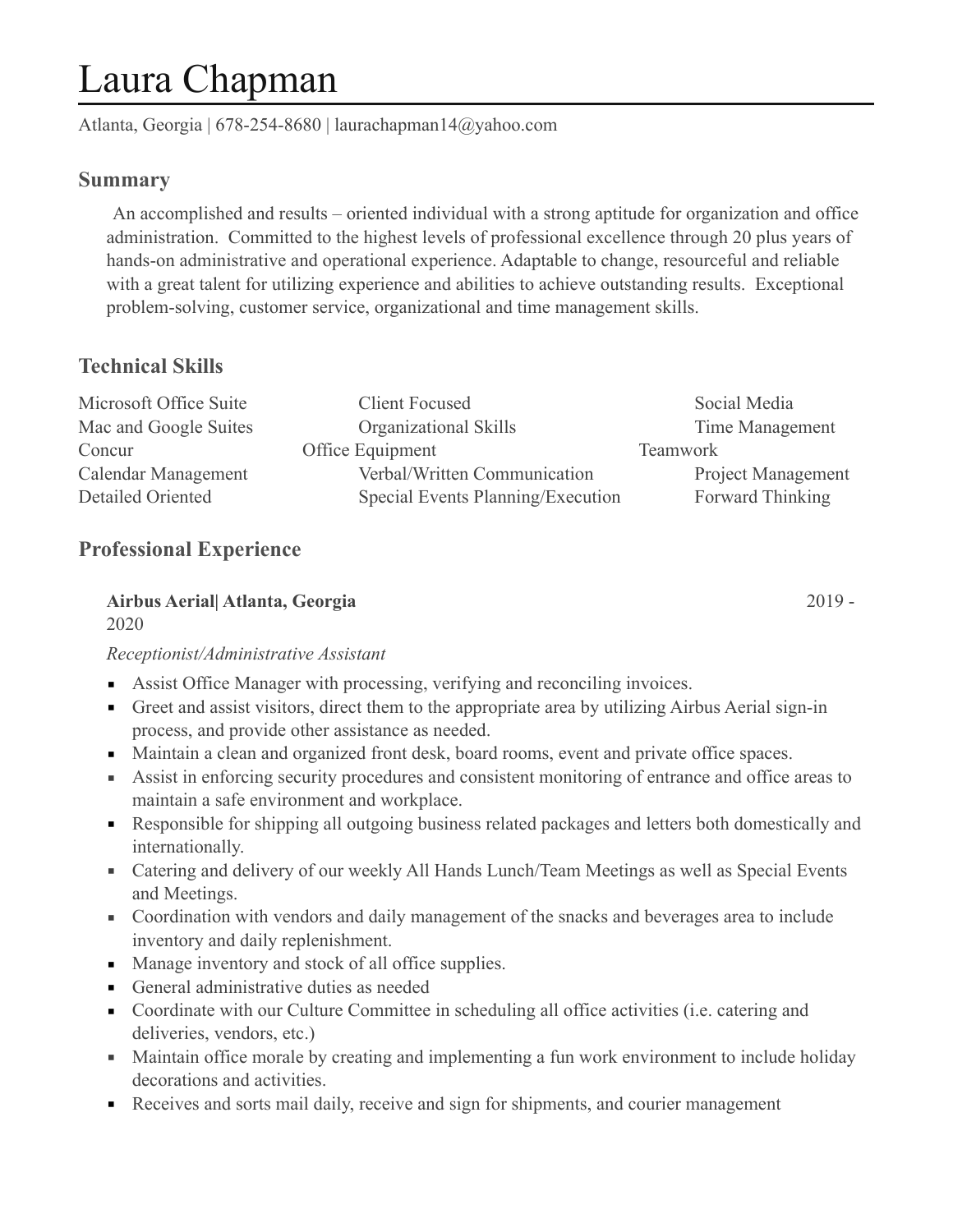# Laura Chapman

Atlanta, Georgia | 678-254-8680 | laurachapman14@yahoo.com

## Summary

An accomplished and results – oriented individual with a strong aptitude for organization and office administration. Committed to the highest levels of professional excellence through 20 plus years of hands-on administrative and operational experience. Adaptable to change, resourceful and reliable with a great talent for utilizing experience and abilities to achieve outstanding results. Exceptional problem-solving, customer service, organizational and time management skills.

## Technical Skills

| | | |
|---|---|---|
| Microsoft Office Suite | Client Focused | Social Media |
| Mac and Google Suites | Organizational Skills | Time Management |
| Concur | Office Equipment | Teamwork |
| Calendar Management | Verbal/Written Communication | Project Management |
| Detailed Oriented | Special Events Planning/Execution | Forward Thinking |

## Professional Experience

**Airbus Aerial| Atlanta, Georgia** 2019 - 2020

*Receptionist/Administrative Assistant*

- Assist Office Manager with processing, verifying and reconciling invoices.
- Greet and assist visitors, direct them to the appropriate area by utilizing Airbus Aerial sign-in process, and provide other assistance as needed.
- Maintain a clean and organized front desk, board rooms, event and private office spaces.
- Assist in enforcing security procedures and consistent monitoring of entrance and office areas to maintain a safe environment and workplace.
- Responsible for shipping all outgoing business related packages and letters both domestically and internationally.
- Catering and delivery of our weekly All Hands Lunch/Team Meetings as well as Special Events and Meetings.
- Coordination with vendors and daily management of the snacks and beverages area to include inventory and daily replenishment.
- Manage inventory and stock of all office supplies.
- General administrative duties as needed
- Coordinate with our Culture Committee in scheduling all office activities (i.e. catering and deliveries, vendors, etc.)
- Maintain office morale by creating and implementing a fun work environment to include holiday decorations and activities.
- Receives and sorts mail daily, receive and sign for shipments, and courier management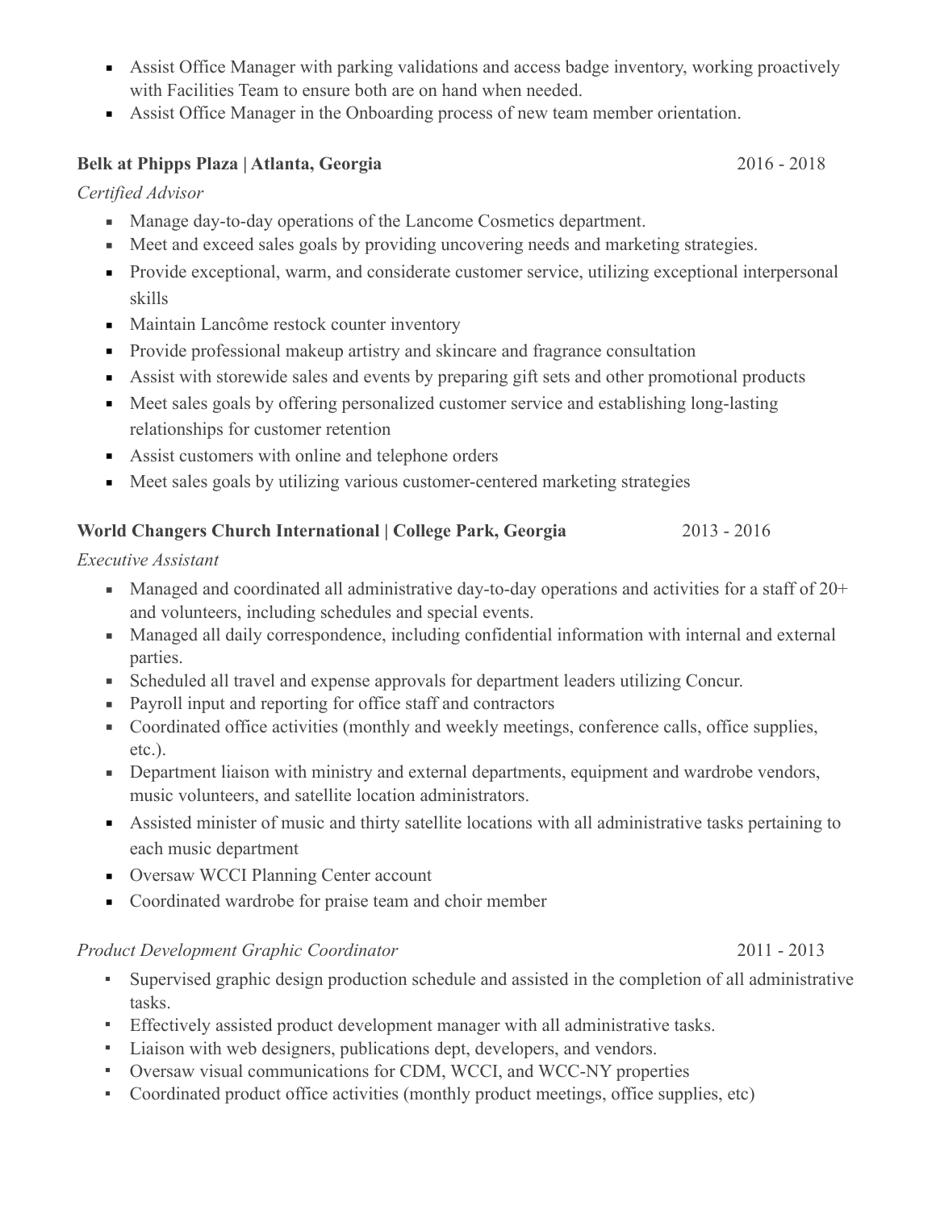- Assist Office Manager with parking validations and access badge inventory, working proactively with Facilities Team to ensure both are on hand when needed.
- Assist Office Manager in the Onboarding process of new team member orientation.

**Belk at Phipps Plaza | Atlanta, Georgia** 2016 - 2018

*Certified Advisor*

- Manage day-to-day operations of the Lancome Cosmetics department.
- Meet and exceed sales goals by providing uncovering needs and marketing strategies.
- Provide exceptional, warm, and considerate customer service, utilizing exceptional interpersonal skills
- Maintain Lancôme restock counter inventory
- Provide professional makeup artistry and skincare and fragrance consultation
- Assist with storewide sales and events by preparing gift sets and other promotional products
- Meet sales goals by offering personalized customer service and establishing long-lasting relationships for customer retention
- Assist customers with online and telephone orders
- Meet sales goals by utilizing various customer-centered marketing strategies

**World Changers Church International | College Park, Georgia** 2013 - 2016

*Executive Assistant*

- Managed and coordinated all administrative day-to-day operations and activities for a staff of 20+ and volunteers, including schedules and special events.
- Managed all daily correspondence, including confidential information with internal and external parties.
- Scheduled all travel and expense approvals for department leaders utilizing Concur.
- Payroll input and reporting for office staff and contractors
- Coordinated office activities (monthly and weekly meetings, conference calls, office supplies, etc.).
- Department liaison with ministry and external departments, equipment and wardrobe vendors, music volunteers, and satellite location administrators.
- Assisted minister of music and thirty satellite locations with all administrative tasks pertaining to each music department
- Oversaw WCCI Planning Center account
- Coordinated wardrobe for praise team and choir member

*Product Development Graphic Coordinator* 2011 - 2013

- Supervised graphic design production schedule and assisted in the completion of all administrative tasks.
- Effectively assisted product development manager with all administrative tasks.
- Liaison with web designers, publications dept, developers, and vendors.
- Oversaw visual communications for CDM, WCCI, and WCC-NY properties
- Coordinated product office activities (monthly product meetings, office supplies, etc)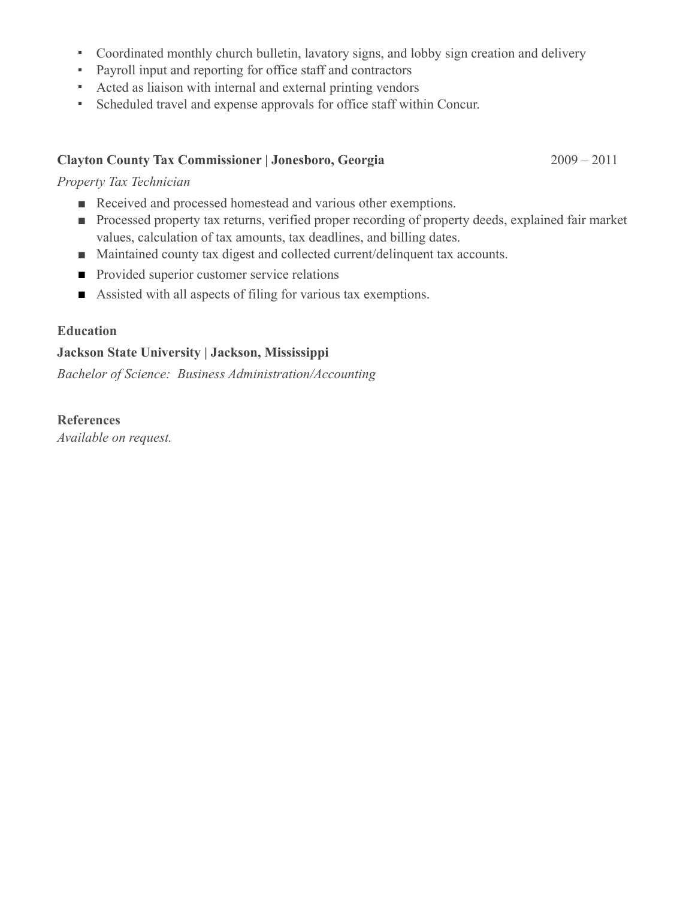- Coordinated monthly church bulletin, lavatory signs, and lobby sign creation and delivery
- Payroll input and reporting for office staff and contractors
- Acted as liaison with internal and external printing vendors
- Scheduled travel and expense approvals for office staff within Concur.

**Clayton County Tax Commissioner | Jonesboro, Georgia** 2009 – 2011

*Property Tax Technician*

- Received and processed homestead and various other exemptions.
- Processed property tax returns, verified proper recording of property deeds, explained fair market values, calculation of tax amounts, tax deadlines, and billing dates.
- Maintained county tax digest and collected current/delinquent tax accounts.
- Provided superior customer service relations
- Assisted with all aspects of filing for various tax exemptions.

**Education**

**Jackson State University | Jackson, Mississippi**

*Bachelor of Science: Business Administration/Accounting*

**References**

*Available on request.*